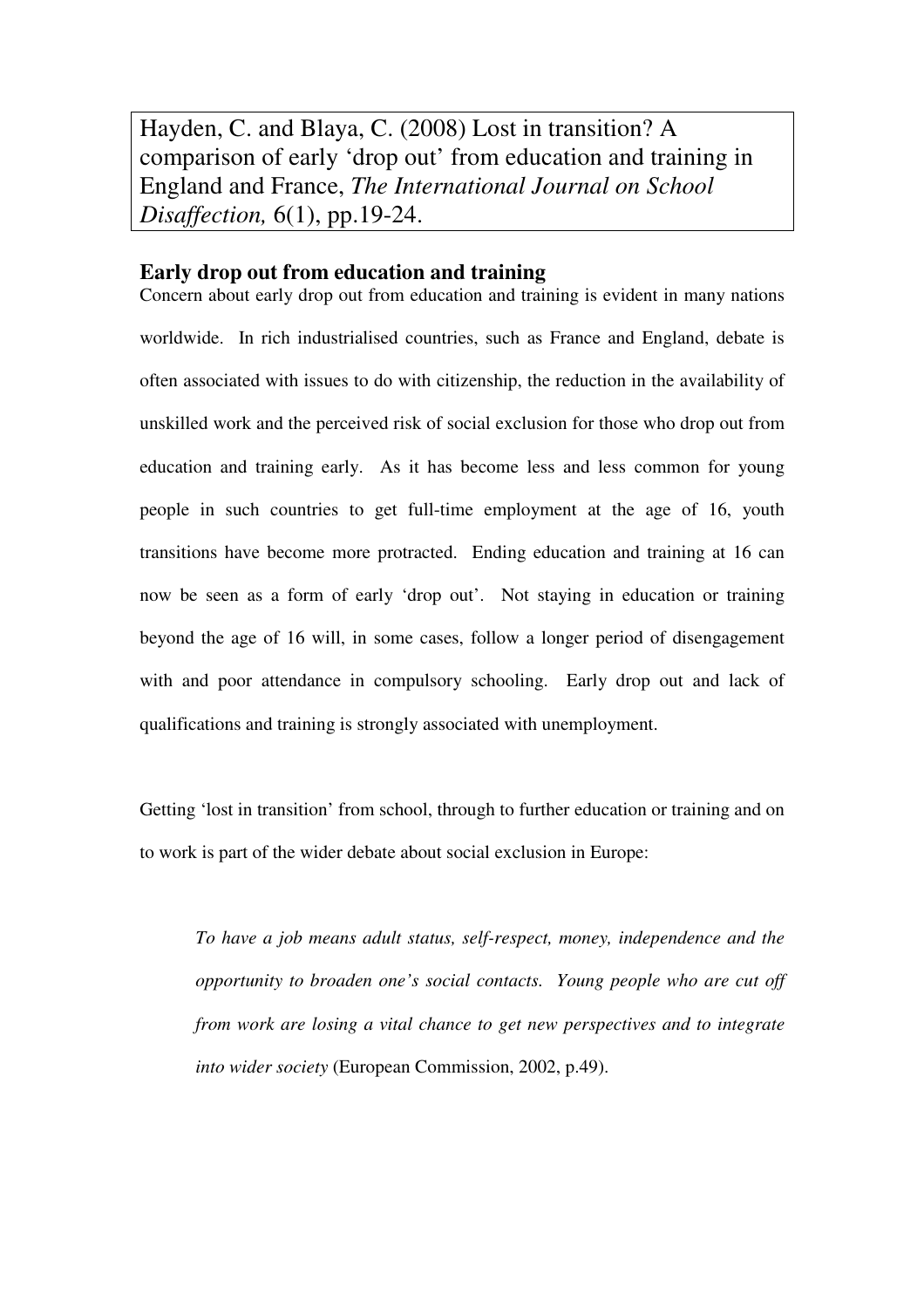Hayden, C. and Blaya, C. (2008) Lost in transition? A comparison of early 'drop out' from education and training in England and France, *The International Journal on School Disaffection,* 6(1), pp.19-24.

## Early drop out from education and training

Concern about early drop out from education and training is evident in many nations worldwide. In rich industrialised countries, such as France and England, debate is often associated with issues to do with citizenship, the reduction in the availability of unskilled work and the perceived risk of social exclusion for those who drop out from education and training early. As it has become less and less common for young people in such countries to get full-time employment at the age of 16, youth transitions have become more protracted. Ending education and training at 16 can now be seen as a form of early 'drop out'. Not staying in education or training beyond the age of 16 will, in some cases, follow a longer period of disengagement with and poor attendance in compulsory schooling. Early drop out and lack of qualifications and training is strongly associated with unemployment.

Getting 'lost in transition' from school, through to further education or training and on to work is part of the wider debate about social exclusion in Europe:

> *To have a job means adult status, self-respect, money, independence and the opportunity to broaden one's social contacts. Young people who are cut off from work are losing a vital chance to get new perspectives and to integrate into wider society* (European Commission, 2002, p.49).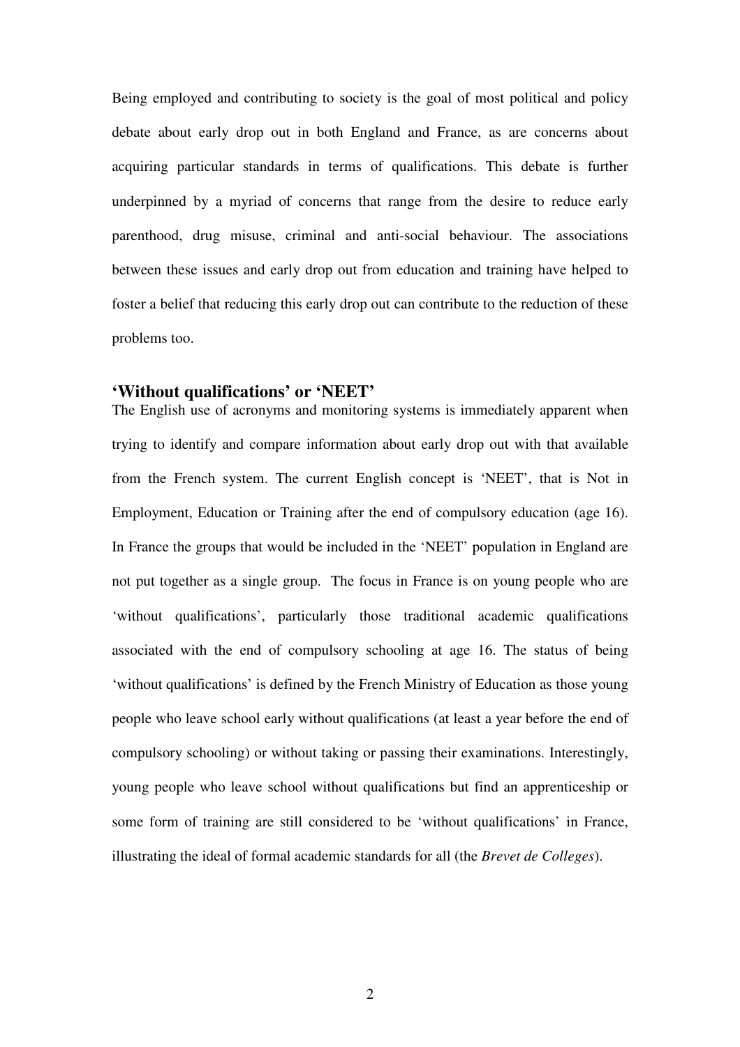Being employed and contributing to society is the goal of most political and policy debate about early drop out in both England and France, as are concerns about acquiring particular standards in terms of qualifications. This debate is further underpinned by a myriad of concerns that range from the desire to reduce early parenthood, drug misuse, criminal and anti-social behaviour. The associations between these issues and early drop out from education and training have helped to foster a belief that reducing this early drop out can contribute to the reduction of these problems too.

## 'Without qualifications' or 'NEET'

The English use of acronyms and monitoring systems is immediately apparent when trying to identify and compare information about early drop out with that available from the French system. The current English concept is 'NEET', that is Not in Employment, Education or Training after the end of compulsory education (age 16). In France the groups that would be included in the 'NEET' population in England are not put together as a single group. The focus in France is on young people who are 'without qualifications', particularly those traditional academic qualifications associated with the end of compulsory schooling at age 16. The status of being 'without qualifications' is defined by the French Ministry of Education as those young people who leave school early without qualifications (at least a year before the end of compulsory schooling) or without taking or passing their examinations. Interestingly, young people who leave school without qualifications but find an apprenticeship or some form of training are still considered to be 'without qualifications' in France, illustrating the ideal of formal academic standards for all (the *Brevet de Colleges*).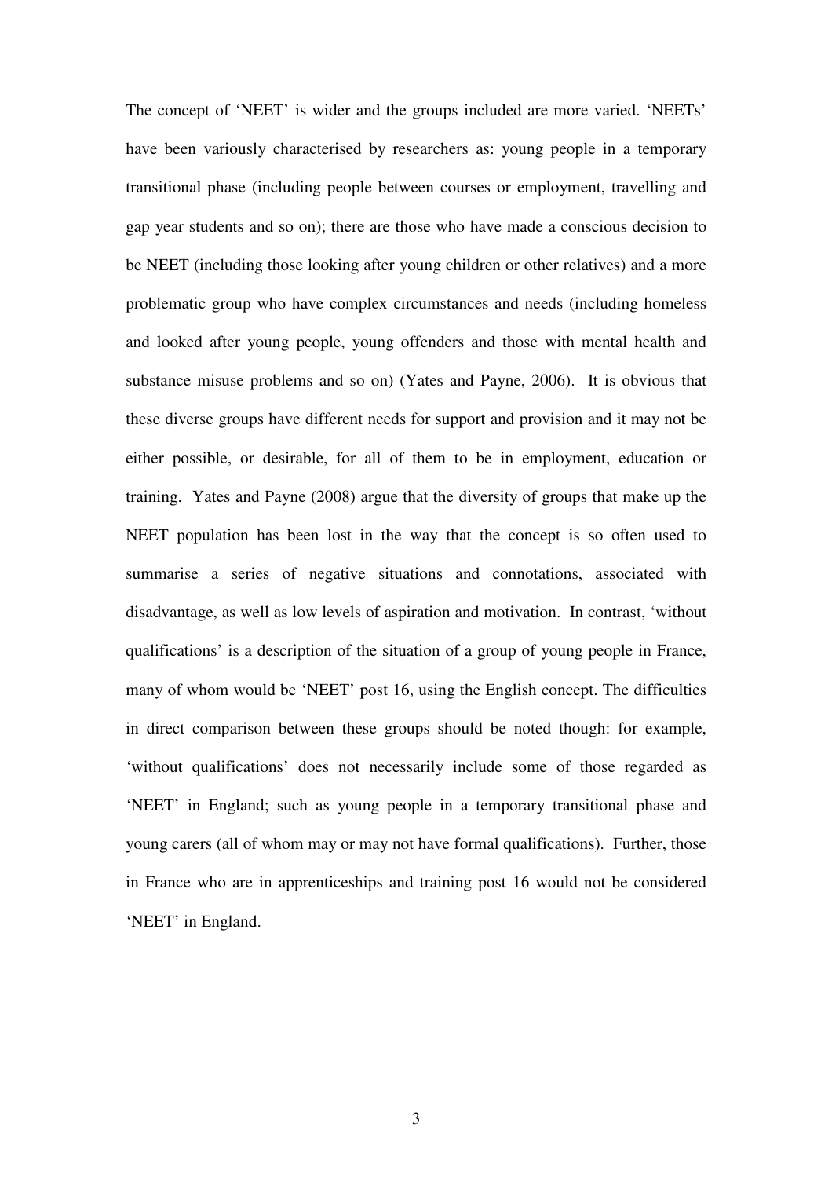The concept of 'NEET' is wider and the groups included are more varied. 'NEETs' have been variously characterised by researchers as: young people in a temporary transitional phase (including people between courses or employment, travelling and gap year students and so on); there are those who have made a conscious decision to be NEET (including those looking after young children or other relatives) and a more problematic group who have complex circumstances and needs (including homeless and looked after young people, young offenders and those with mental health and substance misuse problems and so on) (Yates and Payne, 2006). It is obvious that these diverse groups have different needs for support and provision and it may not be either possible, or desirable, for all of them to be in employment, education or training. Yates and Payne (2008) argue that the diversity of groups that make up the NEET population has been lost in the way that the concept is so often used to summarise a series of negative situations and connotations, associated with disadvantage, as well as low levels of aspiration and motivation. In contrast, 'without qualifications' is a description of the situation of a group of young people in France, many of whom would be 'NEET' post 16, using the English concept. The difficulties in direct comparison between these groups should be noted though: for example, 'without qualifications' does not necessarily include some of those regarded as 'NEET' in England; such as young people in a temporary transitional phase and young carers (all of whom may or may not have formal qualifications). Further, those in France who are in apprenticeships and training post 16 would not be considered 'NEET' in England.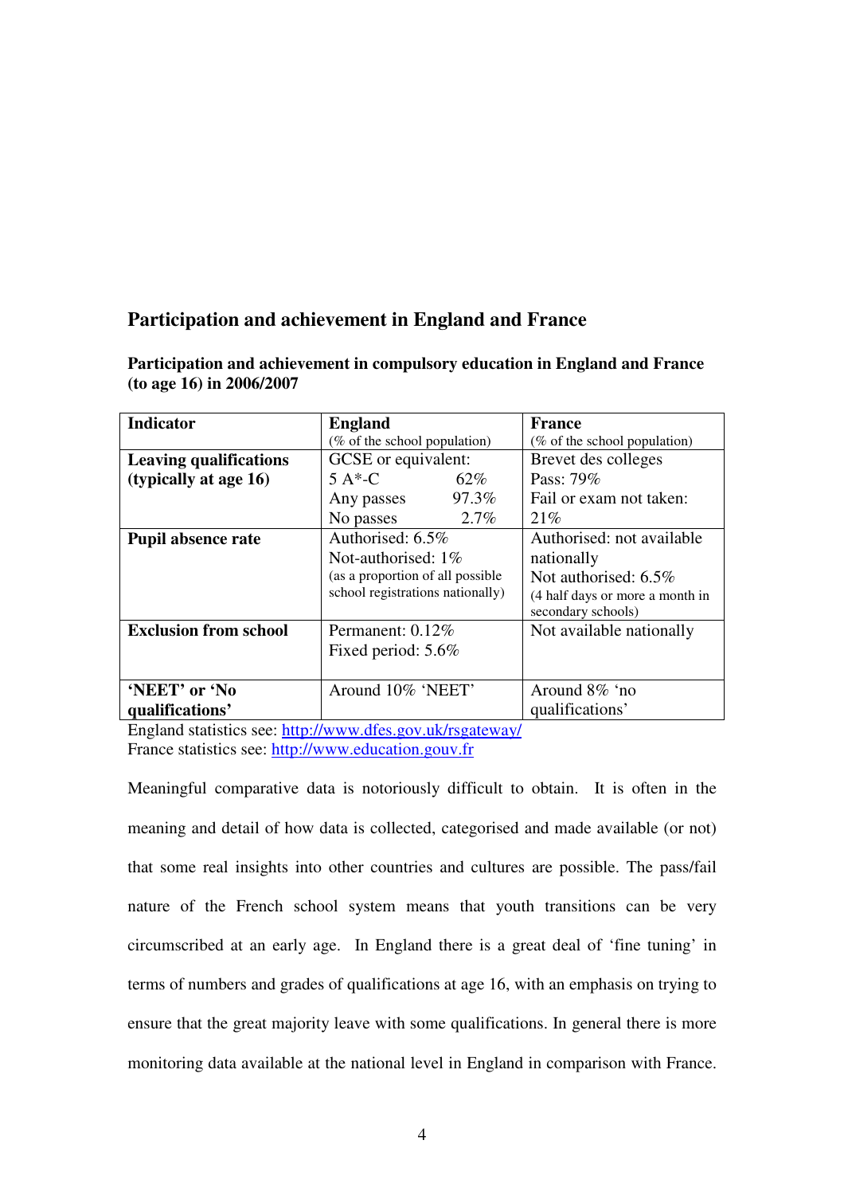## Participation and achievement in England and France

**Participation and achievement in compulsory education in England and France (to age 16) in 2006/2007**

| **Indicator** | **England** (% of the school population) | **France** (% of the school population) |
|---|---|---|
| **Leaving qualifications (typically at age 16)** | GCSE or equivalent:<br>5 A*-C 62%<br>Any passes 97.3%<br>No passes 2.7% | Brevet des colleges<br>Pass: 79%<br>Fail or exam not taken: 21% |
| **Pupil absence rate** | Authorised: 6.5%<br>Not-authorised: 1%<br>(as a proportion of all possible school registrations nationally) | Authorised: not available nationally<br>Not authorised: 6.5%<br>(4 half days or more a month in secondary schools) |
| **Exclusion from school** | Permanent: 0.12%<br>Fixed period: 5.6% | Not available nationally |
| **'NEET' or 'No qualifications'** | Around 10% 'NEET' | Around 8% 'no qualifications' |

England statistics see: http://www.dfes.gov.uk/rsgateway/
France statistics see: http://www.education.gouv.fr

Meaningful comparative data is notoriously difficult to obtain. It is often in the meaning and detail of how data is collected, categorised and made available (or not) that some real insights into other countries and cultures are possible. The pass/fail nature of the French school system means that youth transitions can be very circumscribed at an early age. In England there is a great deal of 'fine tuning' in terms of numbers and grades of qualifications at age 16, with an emphasis on trying to ensure that the great majority leave with some qualifications. In general there is more monitoring data available at the national level in England in comparison with France.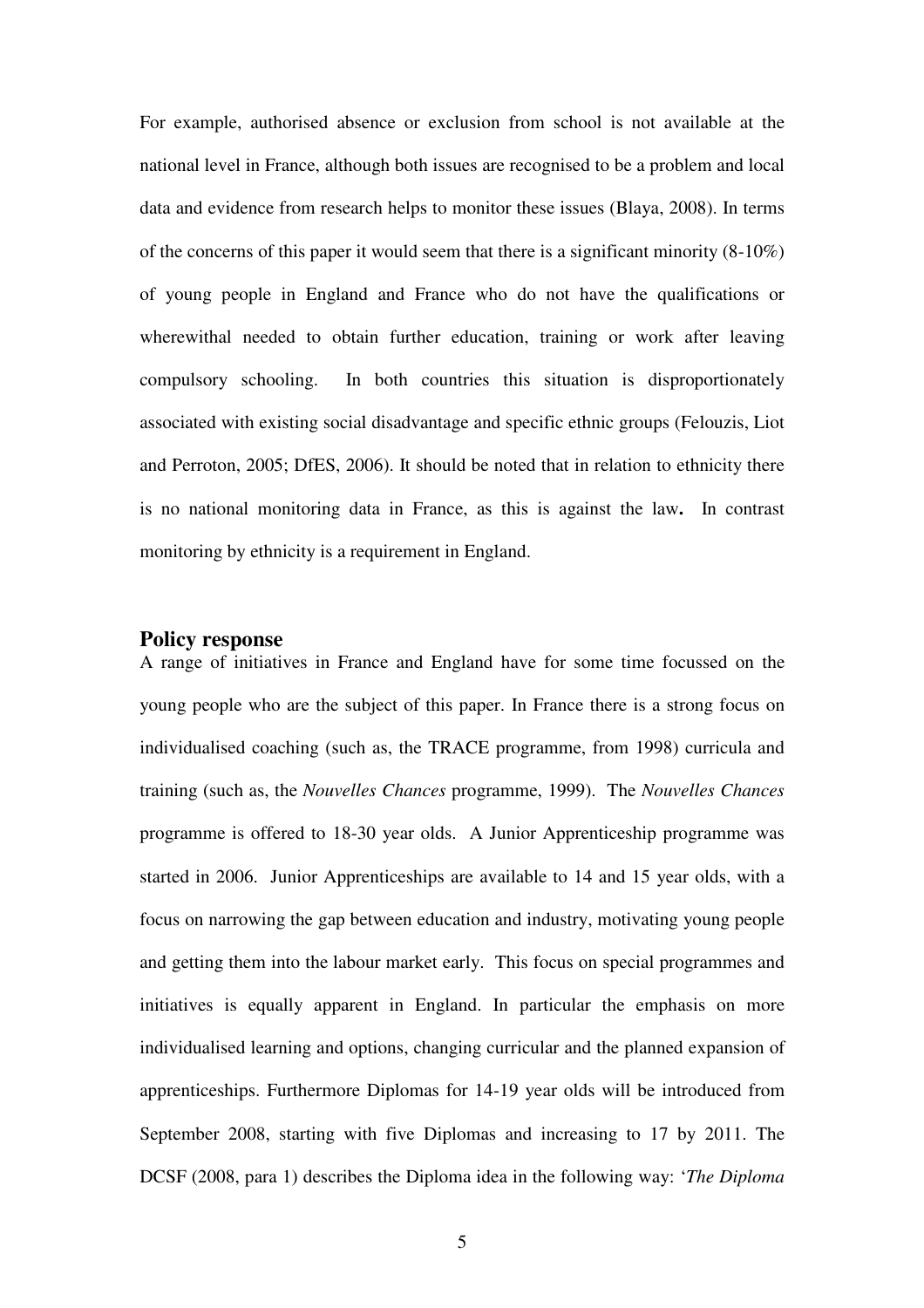For example, authorised absence or exclusion from school is not available at the national level in France, although both issues are recognised to be a problem and local data and evidence from research helps to monitor these issues (Blaya, 2008). In terms of the concerns of this paper it would seem that there is a significant minority (8-10%) of young people in England and France who do not have the qualifications or wherewithal needed to obtain further education, training or work after leaving compulsory schooling. In both countries this situation is disproportionately associated with existing social disadvantage and specific ethnic groups (Felouzis, Liot and Perroton, 2005; DfES, 2006). It should be noted that in relation to ethnicity there is no national monitoring data in France, as this is against the law**.** In contrast monitoring by ethnicity is a requirement in England.

## Policy response

A range of initiatives in France and England have for some time focussed on the young people who are the subject of this paper. In France there is a strong focus on individualised coaching (such as, the TRACE programme, from 1998) curricula and training (such as, the *Nouvelles Chances* programme, 1999). The *Nouvelles Chances* programme is offered to 18-30 year olds. A Junior Apprenticeship programme was started in 2006. Junior Apprenticeships are available to 14 and 15 year olds, with a focus on narrowing the gap between education and industry, motivating young people and getting them into the labour market early. This focus on special programmes and initiatives is equally apparent in England. In particular the emphasis on more individualised learning and options, changing curricular and the planned expansion of apprenticeships. Furthermore Diplomas for 14-19 year olds will be introduced from September 2008, starting with five Diplomas and increasing to 17 by 2011. The DCSF (2008, para 1) describes the Diploma idea in the following way: '*The Diploma*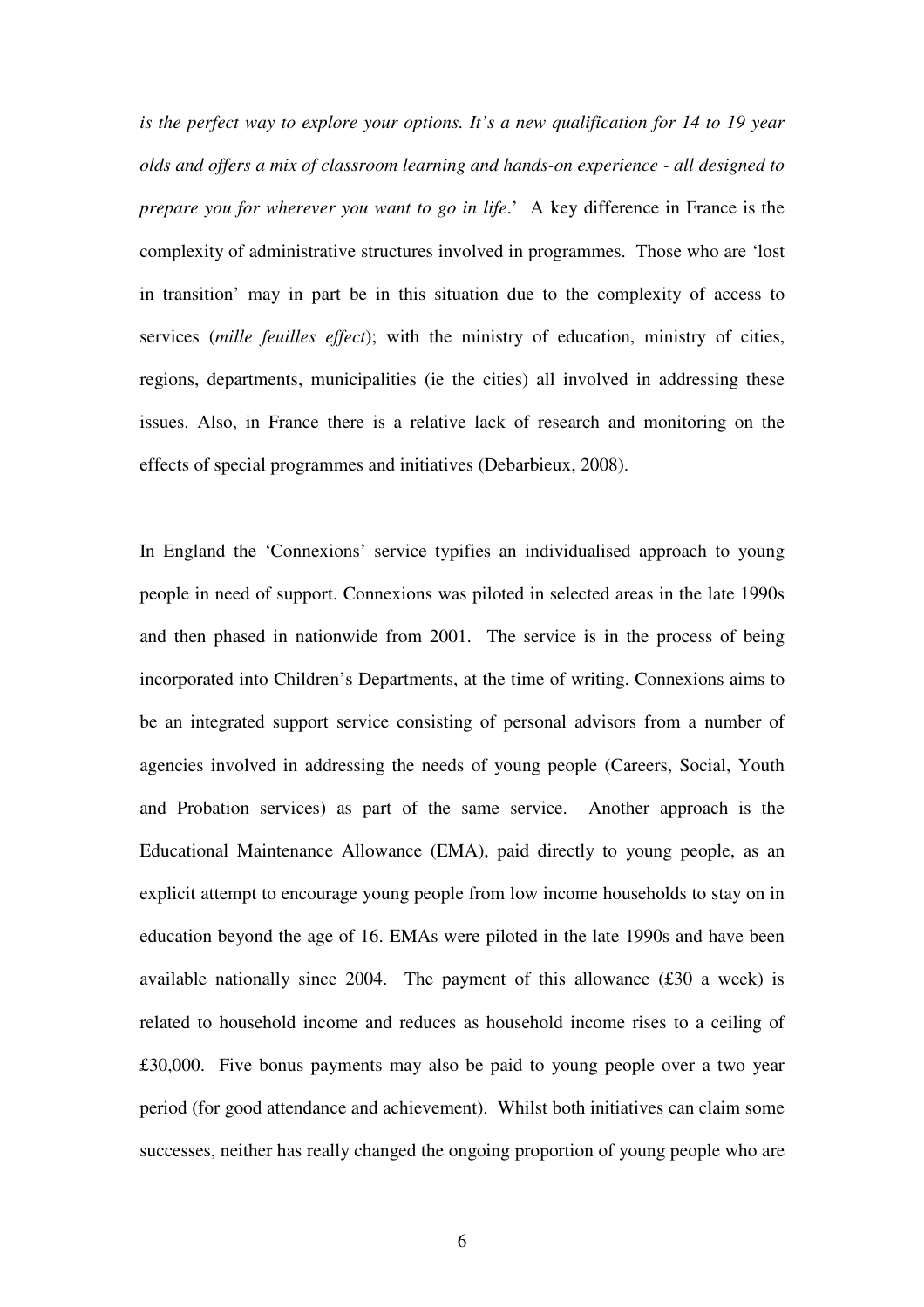*is the perfect way to explore your options. It's a new qualification for 14 to 19 year olds and offers a mix of classroom learning and hands-on experience - all designed to prepare you for wherever you want to go in life*.' A key difference in France is the complexity of administrative structures involved in programmes. Those who are 'lost in transition' may in part be in this situation due to the complexity of access to services (*mille feuilles effect*); with the ministry of education, ministry of cities, regions, departments, municipalities (ie the cities) all involved in addressing these issues. Also, in France there is a relative lack of research and monitoring on the effects of special programmes and initiatives (Debarbieux, 2008).

In England the 'Connexions' service typifies an individualised approach to young people in need of support. Connexions was piloted in selected areas in the late 1990s and then phased in nationwide from 2001. The service is in the process of being incorporated into Children's Departments, at the time of writing. Connexions aims to be an integrated support service consisting of personal advisors from a number of agencies involved in addressing the needs of young people (Careers, Social, Youth and Probation services) as part of the same service. Another approach is the Educational Maintenance Allowance (EMA), paid directly to young people, as an explicit attempt to encourage young people from low income households to stay on in education beyond the age of 16. EMAs were piloted in the late 1990s and have been available nationally since 2004. The payment of this allowance (£30 a week) is related to household income and reduces as household income rises to a ceiling of £30,000. Five bonus payments may also be paid to young people over a two year period (for good attendance and achievement). Whilst both initiatives can claim some successes, neither has really changed the ongoing proportion of young people who are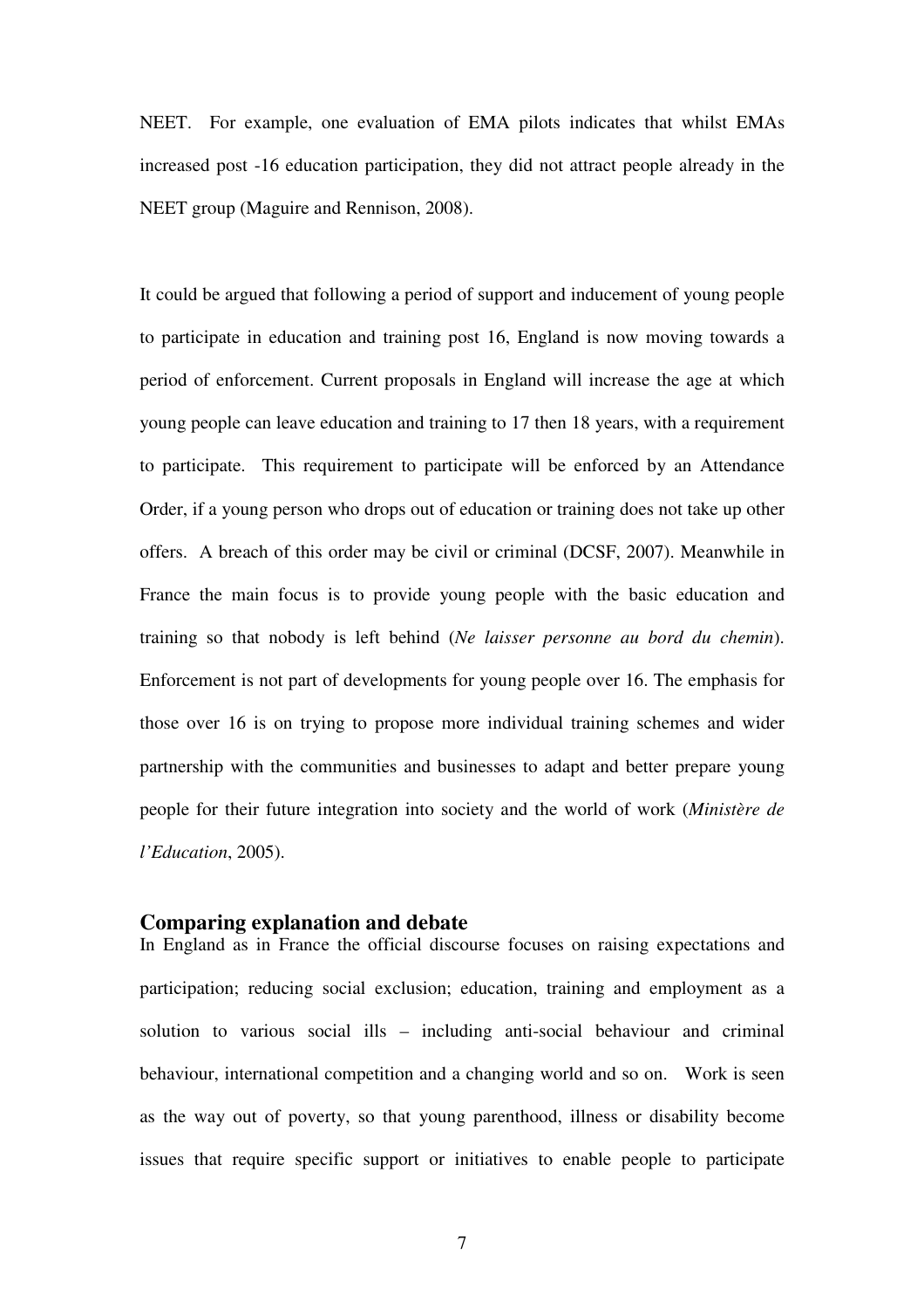NEET. For example, one evaluation of EMA pilots indicates that whilst EMAs increased post -16 education participation, they did not attract people already in the NEET group (Maguire and Rennison, 2008).

It could be argued that following a period of support and inducement of young people to participate in education and training post 16, England is now moving towards a period of enforcement. Current proposals in England will increase the age at which young people can leave education and training to 17 then 18 years, with a requirement to participate. This requirement to participate will be enforced by an Attendance Order, if a young person who drops out of education or training does not take up other offers. A breach of this order may be civil or criminal (DCSF, 2007). Meanwhile in France the main focus is to provide young people with the basic education and training so that nobody is left behind (*Ne laisser personne au bord du chemin*). Enforcement is not part of developments for young people over 16. The emphasis for those over 16 is on trying to propose more individual training schemes and wider partnership with the communities and businesses to adapt and better prepare young people for their future integration into society and the world of work (*Ministère de l'Education*, 2005).

## Comparing explanation and debate

In England as in France the official discourse focuses on raising expectations and participation; reducing social exclusion; education, training and employment as a solution to various social ills – including anti-social behaviour and criminal behaviour, international competition and a changing world and so on. Work is seen as the way out of poverty, so that young parenthood, illness or disability become issues that require specific support or initiatives to enable people to participate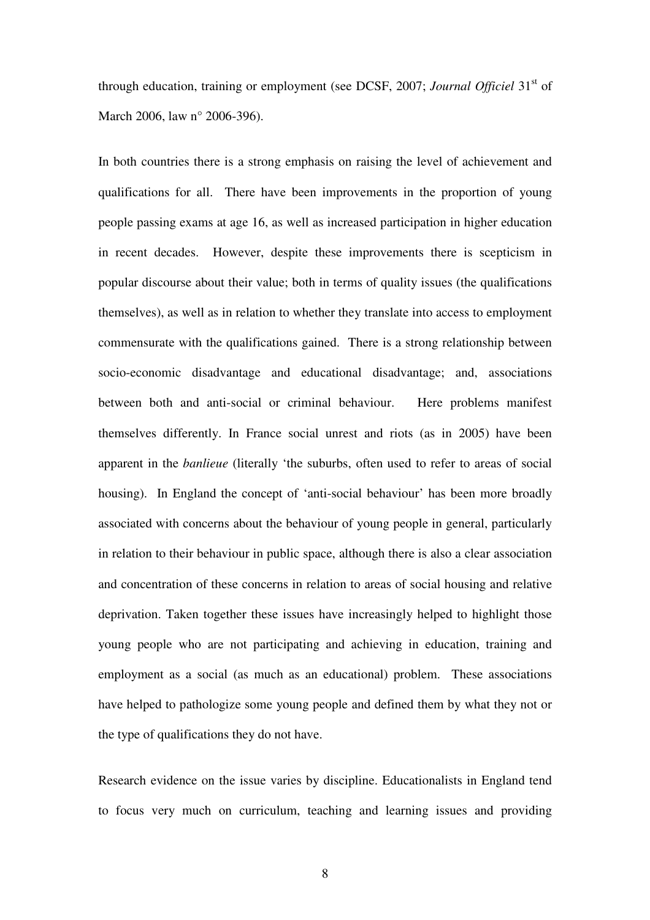through education, training or employment (see DCSF, 2007; *Journal Officiel* 31st of March 2006, law n° 2006-396).

In both countries there is a strong emphasis on raising the level of achievement and qualifications for all. There have been improvements in the proportion of young people passing exams at age 16, as well as increased participation in higher education in recent decades. However, despite these improvements there is scepticism in popular discourse about their value; both in terms of quality issues (the qualifications themselves), as well as in relation to whether they translate into access to employment commensurate with the qualifications gained. There is a strong relationship between socio-economic disadvantage and educational disadvantage; and, associations between both and anti-social or criminal behaviour. Here problems manifest themselves differently. In France social unrest and riots (as in 2005) have been apparent in the *banlieue* (literally 'the suburbs, often used to refer to areas of social housing). In England the concept of 'anti-social behaviour' has been more broadly associated with concerns about the behaviour of young people in general, particularly in relation to their behaviour in public space, although there is also a clear association and concentration of these concerns in relation to areas of social housing and relative deprivation. Taken together these issues have increasingly helped to highlight those young people who are not participating and achieving in education, training and employment as a social (as much as an educational) problem. These associations have helped to pathologize some young people and defined them by what they not or the type of qualifications they do not have.

Research evidence on the issue varies by discipline. Educationalists in England tend to focus very much on curriculum, teaching and learning issues and providing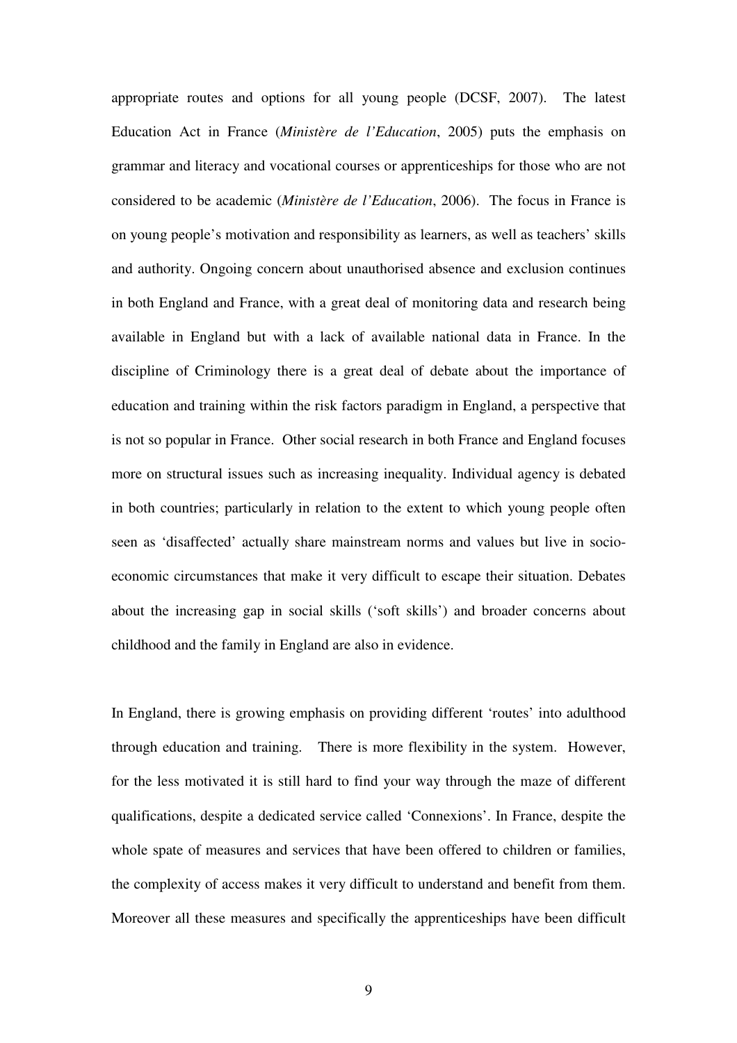appropriate routes and options for all young people (DCSF, 2007). The latest Education Act in France (*Ministère de l'Education*, 2005) puts the emphasis on grammar and literacy and vocational courses or apprenticeships for those who are not considered to be academic (*Ministère de l'Education*, 2006). The focus in France is on young people's motivation and responsibility as learners, as well as teachers' skills and authority. Ongoing concern about unauthorised absence and exclusion continues in both England and France, with a great deal of monitoring data and research being available in England but with a lack of available national data in France. In the discipline of Criminology there is a great deal of debate about the importance of education and training within the risk factors paradigm in England, a perspective that is not so popular in France. Other social research in both France and England focuses more on structural issues such as increasing inequality. Individual agency is debated in both countries; particularly in relation to the extent to which young people often seen as 'disaffected' actually share mainstream norms and values but live in socio-economic circumstances that make it very difficult to escape their situation. Debates about the increasing gap in social skills ('soft skills') and broader concerns about childhood and the family in England are also in evidence.

In England, there is growing emphasis on providing different 'routes' into adulthood through education and training. There is more flexibility in the system. However, for the less motivated it is still hard to find your way through the maze of different qualifications, despite a dedicated service called 'Connexions'. In France, despite the whole spate of measures and services that have been offered to children or families, the complexity of access makes it very difficult to understand and benefit from them. Moreover all these measures and specifically the apprenticeships have been difficult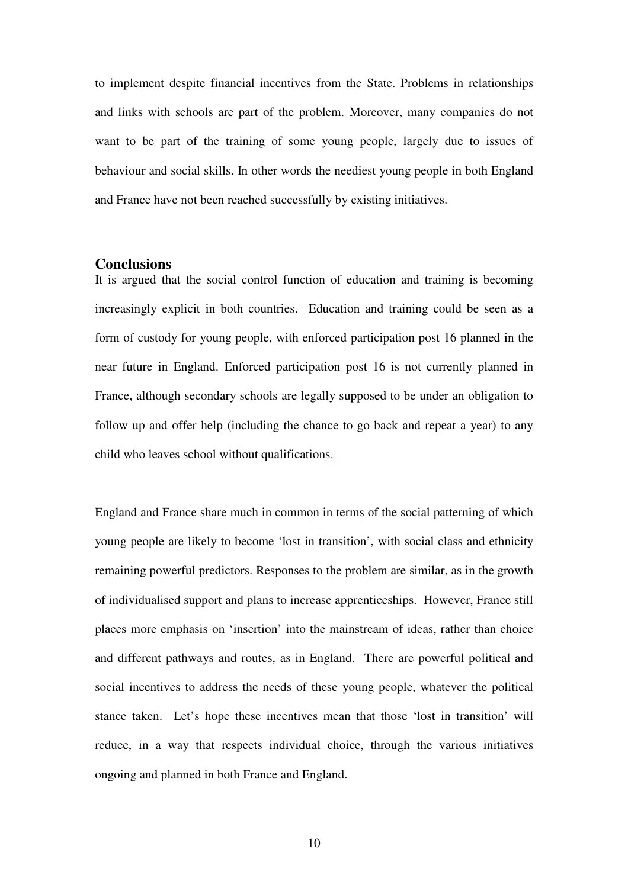to implement despite financial incentives from the State. Problems in relationships and links with schools are part of the problem. Moreover, many companies do not want to be part of the training of some young people, largely due to issues of behaviour and social skills. In other words the neediest young people in both England and France have not been reached successfully by existing initiatives.

## Conclusions

It is argued that the social control function of education and training is becoming increasingly explicit in both countries. Education and training could be seen as a form of custody for young people, with enforced participation post 16 planned in the near future in England. Enforced participation post 16 is not currently planned in France, although secondary schools are legally supposed to be under an obligation to follow up and offer help (including the chance to go back and repeat a year) to any child who leaves school without qualifications.

England and France share much in common in terms of the social patterning of which young people are likely to become 'lost in transition', with social class and ethnicity remaining powerful predictors. Responses to the problem are similar, as in the growth of individualised support and plans to increase apprenticeships. However, France still places more emphasis on 'insertion' into the mainstream of ideas, rather than choice and different pathways and routes, as in England. There are powerful political and social incentives to address the needs of these young people, whatever the political stance taken. Let's hope these incentives mean that those 'lost in transition' will reduce, in a way that respects individual choice, through the various initiatives ongoing and planned in both France and England.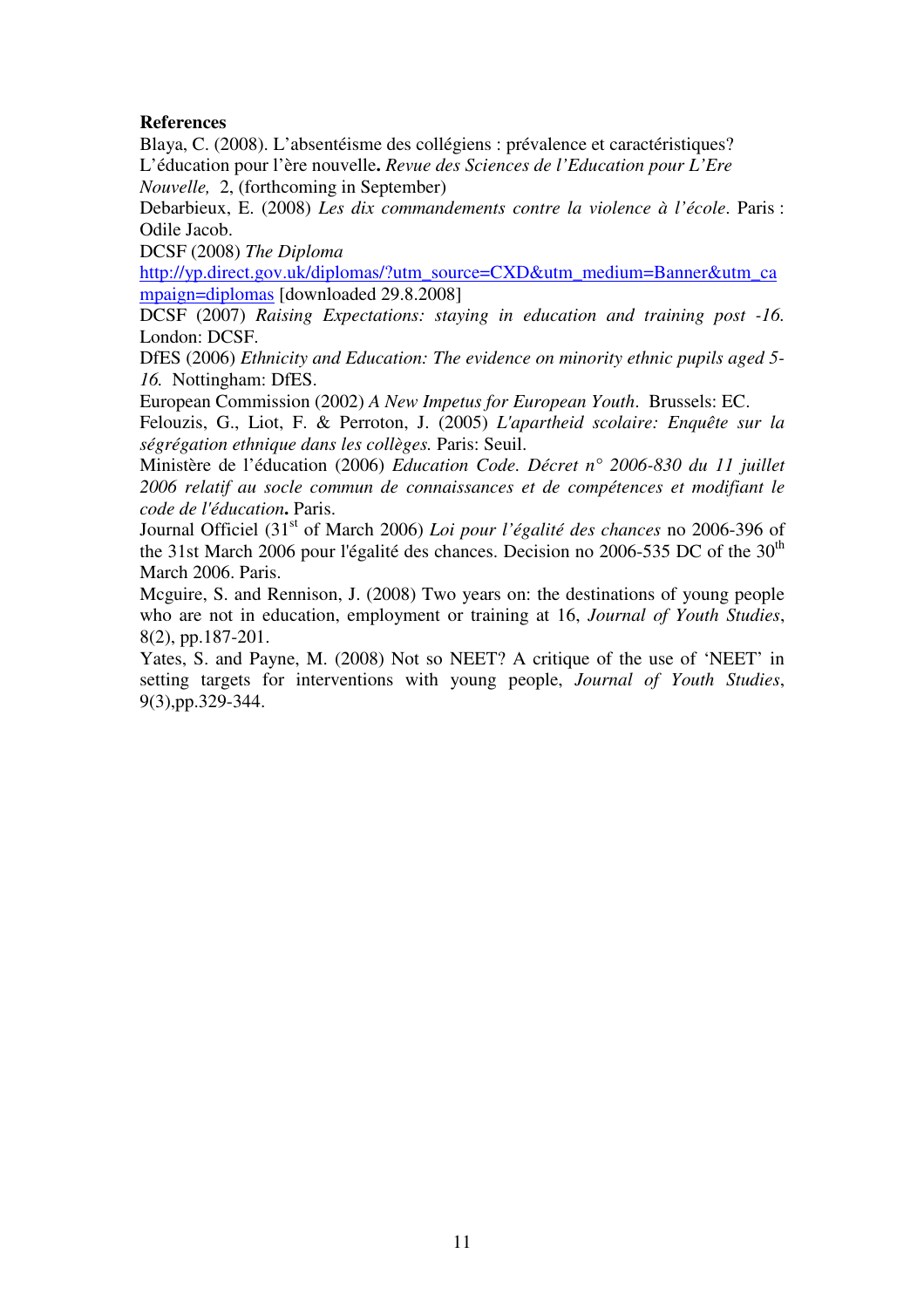**References**

Blaya, C. (2008). L'absentéisme des collégiens : prévalence et caractéristiques? L'éducation pour l'ère nouvelle**.** *Revue des Sciences de l'Education pour L'Ere Nouvelle,* 2, (forthcoming in September)

Debarbieux, E. (2008) *Les dix commandements contre la violence à l'école*. Paris : Odile Jacob.

DCSF (2008) *The Diploma* http://yp.direct.gov.uk/diplomas/?utm_source=CXD&utm_medium=Banner&utm_campaign=diplomas [downloaded 29.8.2008]

DCSF (2007) *Raising Expectations: staying in education and training post -16.* London: DCSF.

DfES (2006) *Ethnicity and Education: The evidence on minority ethnic pupils aged 5-16.* Nottingham: DfES.

European Commission (2002) *A New Impetus for European Youth*. Brussels: EC.

Felouzis, G., Liot, F. & Perroton, J. (2005) *L'apartheid scolaire: Enquête sur la ségrégation ethnique dans les collèges.* Paris: Seuil.

Ministère de l'éducation (2006) *Education Code. Décret n° 2006-830 du 11 juillet 2006 relatif au socle commun de connaissances et de compétences et modifiant le code de l'éducation***.** Paris.

Journal Officiel (31st of March 2006) *Loi pour l'égalité des chances* no 2006-396 of the 31st March 2006 pour l'égalité des chances. Decision no 2006-535 DC of the 30th March 2006. Paris.

Mcguire, S. and Rennison, J. (2008) Two years on: the destinations of young people who are not in education, employment or training at 16, *Journal of Youth Studies*, 8(2), pp.187-201.

Yates, S. and Payne, M. (2008) Not so NEET? A critique of the use of 'NEET' in setting targets for interventions with young people, *Journal of Youth Studies*, 9(3),pp.329-344.